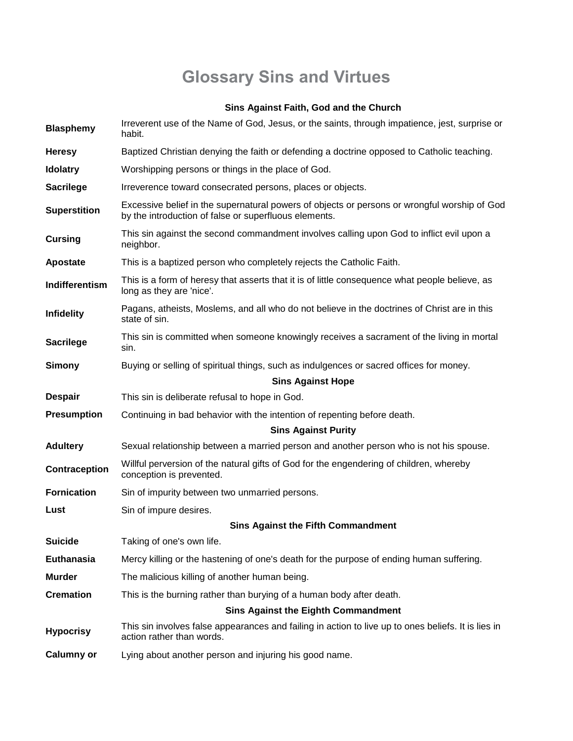# Glossary Sins and Virtues

### Sins Against Faith, God and the Church

| | |
|---|---|
| **Blasphemy** | Irreverent use of the Name of God, Jesus, or the saints, through impatience, jest, surprise or habit. |
| **Heresy** | Baptized Christian denying the faith or defending a doctrine opposed to Catholic teaching. |
| **Idolatry** | Worshipping persons or things in the place of God. |
| **Sacrilege** | Irreverence toward consecrated persons, places or objects. |
| **Superstition** | Excessive belief in the supernatural powers of objects or persons or wrongful worship of God by the introduction of false or superfluous elements. |
| **Cursing** | This sin against the second commandment involves calling upon God to inflict evil upon a neighbor. |
| **Apostate** | This is a baptized person who completely rejects the Catholic Faith. |
| **Indifferentism** | This is a form of heresy that asserts that it is of little consequence what people believe, as long as they are 'nice'. |
| **Infidelity** | Pagans, atheists, Moslems, and all who do not believe in the doctrines of Christ are in this state of sin. |
| **Sacrilege** | This sin is committed when someone knowingly receives a sacrament of the living in mortal sin. |
| **Simony** | Buying or selling of spiritual things, such as indulgences or sacred offices for money. |

### Sins Against Hope

| | |
|---|---|
| **Despair** | This sin is deliberate refusal to hope in God. |
| **Presumption** | Continuing in bad behavior with the intention of repenting before death. |

### Sins Against Purity

| | |
|---|---|
| **Adultery** | Sexual relationship between a married person and another person who is not his spouse. |
| **Contraception** | Willful perversion of the natural gifts of God for the engendering of children, whereby conception is prevented. |
| **Fornication** | Sin of impurity between two unmarried persons. |
| **Lust** | Sin of impure desires. |

### Sins Against the Fifth Commandment

| | |
|---|---|
| **Suicide** | Taking of one's own life. |
| **Euthanasia** | Mercy killing or the hastening of one's death for the purpose of ending human suffering. |
| **Murder** | The malicious killing of another human being. |
| **Cremation** | This is the burning rather than burying of a human body after death. |

### Sins Against the Eighth Commandment

| | |
|---|---|
| **Hypocrisy** | This sin involves false appearances and failing in action to live up to ones beliefs. It is lies in action rather than words. |
| **Calumny or** | Lying about another person and injuring his good name. |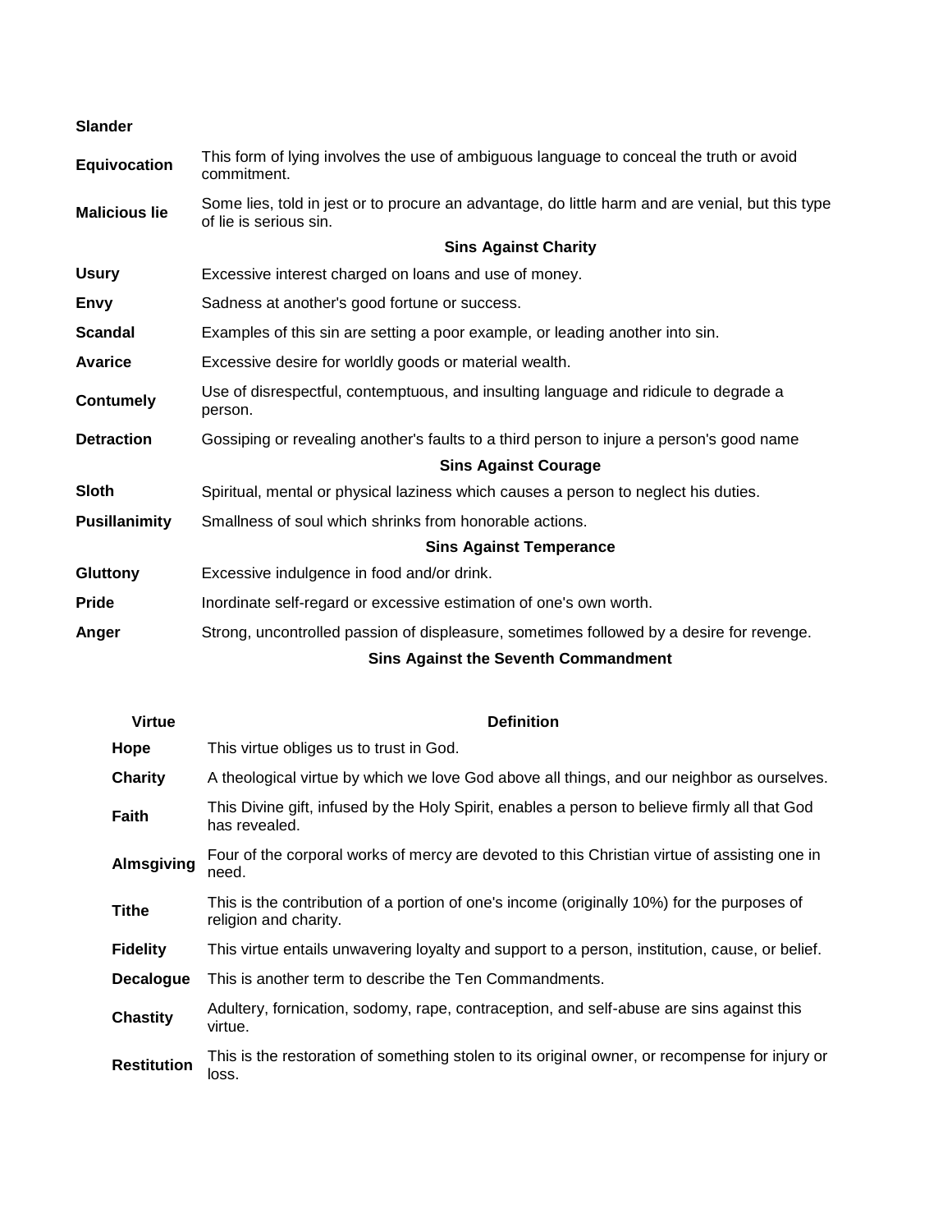| | |
|---|---|
| **Slander** | |
| **Equivocation** | This form of lying involves the use of ambiguous language to conceal the truth or avoid commitment. |
| **Malicious lie** | Some lies, told in jest or to procure an advantage, do little harm and are venial, but this type of lie is serious sin. |
| | **Sins Against Charity** |
| **Usury** | Excessive interest charged on loans and use of money. |
| **Envy** | Sadness at another's good fortune or success. |
| **Scandal** | Examples of this sin are setting a poor example, or leading another into sin. |
| **Avarice** | Excessive desire for worldly goods or material wealth. |
| **Contumely** | Use of disrespectful, contemptuous, and insulting language and ridicule to degrade a person. |
| **Detraction** | Gossiping or revealing another's faults to a third person to injure a person's good name |
| | **Sins Against Courage** |
| **Sloth** | Spiritual, mental or physical laziness which causes a person to neglect his duties. |
| **Pusillanimity** | Smallness of soul which shrinks from honorable actions. |
| | **Sins Against Temperance** |
| **Gluttony** | Excessive indulgence in food and/or drink. |
| **Pride** | Inordinate self-regard or excessive estimation of one's own worth. |
| **Anger** | Strong, uncontrolled passion of displeasure, sometimes followed by a desire for revenge. |
| | **Sins Against the Seventh Commandment** |

| Virtue | Definition |
|---|---|
| **Hope** | This virtue obliges us to trust in God. |
| **Charity** | A theological virtue by which we love God above all things, and our neighbor as ourselves. |
| **Faith** | This Divine gift, infused by the Holy Spirit, enables a person to believe firmly all that God has revealed. |
| **Almsgiving** | Four of the corporal works of mercy are devoted to this Christian virtue of assisting one in need. |
| **Tithe** | This is the contribution of a portion of one's income (originally 10%) for the purposes of religion and charity. |
| **Fidelity** | This virtue entails unwavering loyalty and support to a person, institution, cause, or belief. |
| **Decalogue** | This is another term to describe the Ten Commandments. |
| **Chastity** | Adultery, fornication, sodomy, rape, contraception, and self-abuse are sins against this virtue. |
| **Restitution** | This is the restoration of something stolen to its original owner, or recompense for injury or loss. |